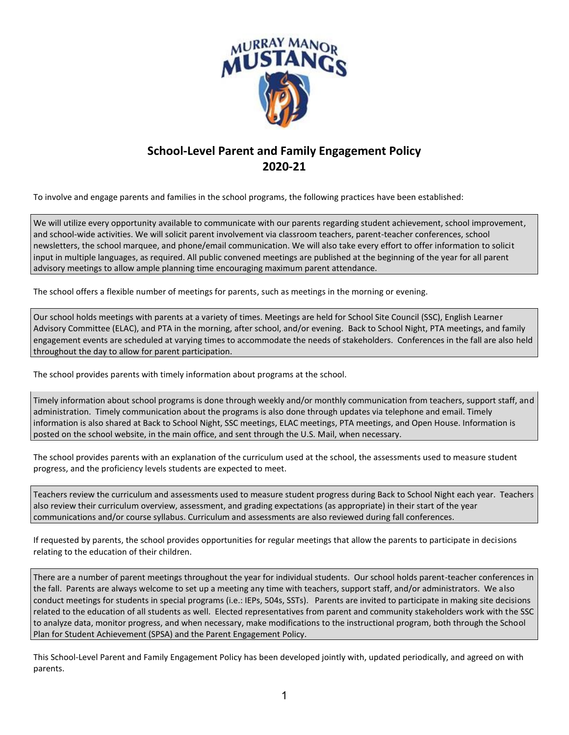# School-Level Parent and Family Engagement Policy
# 2020-21

To involve and engage parents and families in the school programs, the following practices have been established:

> We will utilize every opportunity available to communicate with our parents regarding student achievement, school improvement, and school-wide activities. We will solicit parent involvement via classroom teachers, parent-teacher conferences, school newsletters, the school marquee, and phone/email communication. We will also take every effort to offer information to solicit input in multiple languages, as required. All public convened meetings are published at the beginning of the year for all parent advisory meetings to allow ample planning time encouraging maximum parent attendance.

The school offers a flexible number of meetings for parents, such as meetings in the morning or evening.

> Our school holds meetings with parents at a variety of times. Meetings are held for School Site Council (SSC), English Learner Advisory Committee (ELAC), and PTA in the morning, after school, and/or evening. Back to School Night, PTA meetings, and family engagement events are scheduled at varying times to accommodate the needs of stakeholders. Conferences in the fall are also held throughout the day to allow for parent participation.

The school provides parents with timely information about programs at the school.

> Timely information about school programs is done through weekly and/or monthly communication from teachers, support staff, and administration. Timely communication about the programs is also done through updates via telephone and email. Timely information is also shared at Back to School Night, SSC meetings, ELAC meetings, PTA meetings, and Open House. Information is posted on the school website, in the main office, and sent through the U.S. Mail, when necessary.

The school provides parents with an explanation of the curriculum used at the school, the assessments used to measure student progress, and the proficiency levels students are expected to meet.

> Teachers review the curriculum and assessments used to measure student progress during Back to School Night each year. Teachers also review their curriculum overview, assessment, and grading expectations (as appropriate) in their start of the year communications and/or course syllabus. Curriculum and assessments are also reviewed during fall conferences.

If requested by parents, the school provides opportunities for regular meetings that allow the parents to participate in decisions relating to the education of their children.

> There are a number of parent meetings throughout the year for individual students. Our school holds parent-teacher conferences in the fall. Parents are always welcome to set up a meeting any time with teachers, support staff, and/or administrators. We also conduct meetings for students in special programs (i.e.: IEPs, 504s, SSTs). Parents are invited to participate in making site decisions related to the education of all students as well. Elected representatives from parent and community stakeholders work with the SSC to analyze data, monitor progress, and when necessary, make modifications to the instructional program, both through the School Plan for Student Achievement (SPSA) and the Parent Engagement Policy.

This School-Level Parent and Family Engagement Policy has been developed jointly with, updated periodically, and agreed on with parents.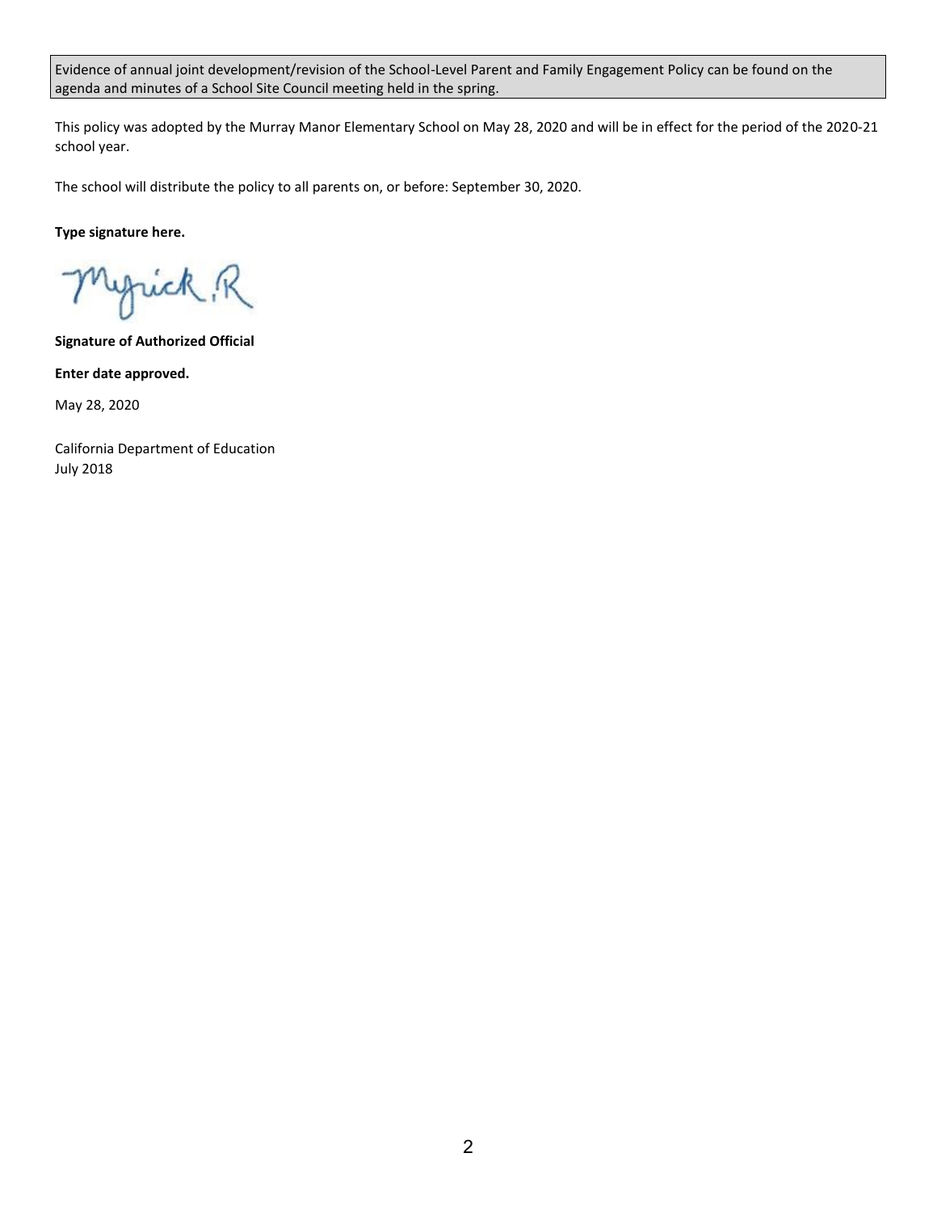Evidence of annual joint development/revision of the School-Level Parent and Family Engagement Policy can be found on the agenda and minutes of a School Site Council meeting held in the spring.

This policy was adopted by the Murray Manor Elementary School on May 28, 2020 and will be in effect for the period of the 2020-21 school year.

The school will distribute the policy to all parents on, or before: September 30, 2020.

**Type signature here.**

Myrick.R

**Signature of Authorized Official**

**Enter date approved.**

May 28, 2020

California Department of Education
July 2018